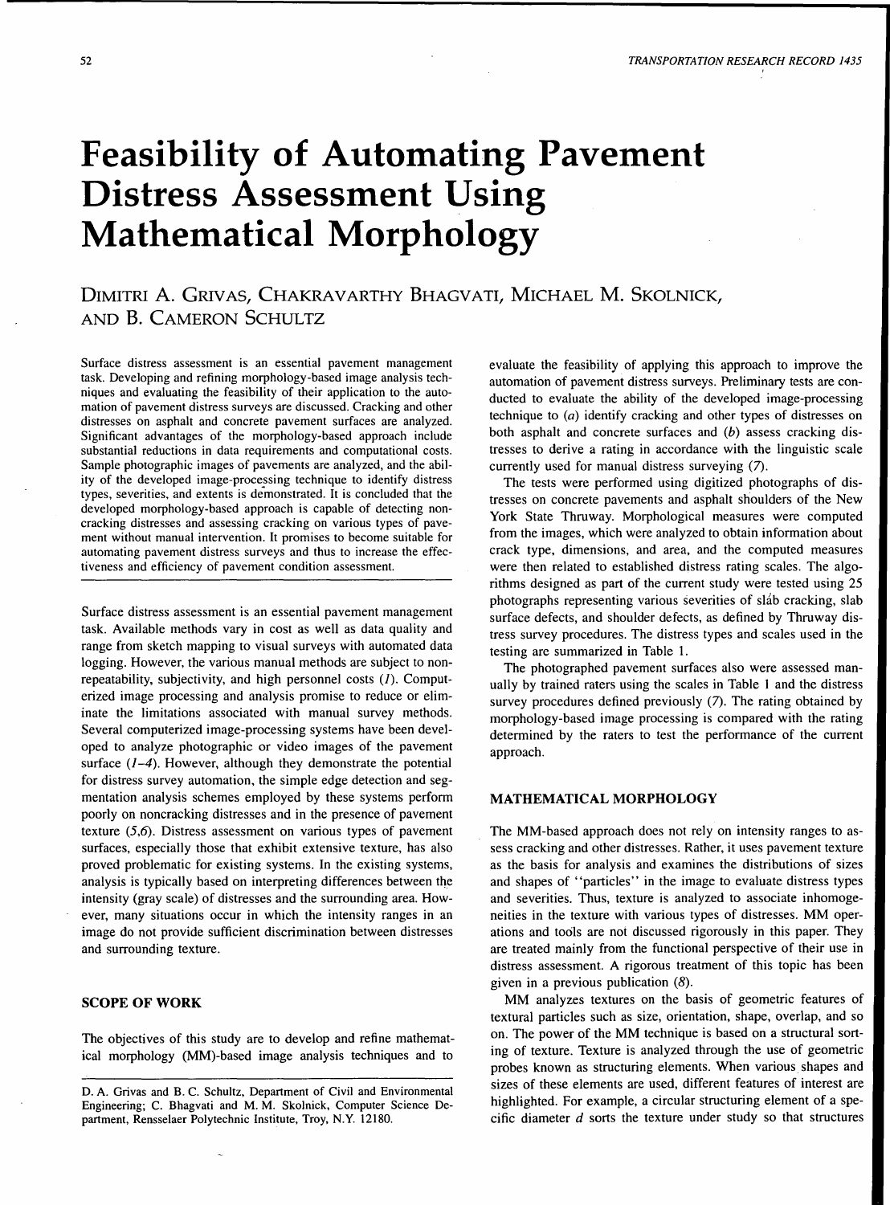# Feasibility of Automating Pavement Distress Assessment Using Mathematical Morphology

DIMITRI A. GRIVAS, CHAKRAVARTHY BHAGVATI, MICHAEL M. SKOLNICK, AND B. CAMERON SCHULTZ

Surface distress assessment is an essential pavement management task. Developing and refining morphology-based image analysis techniques and evaluating the feasibility of their application to the automation of pavement distress surveys are discussed. Cracking and other distresses on asphalt and concrete pavement surfaces are analyzed. Significant advantages of the morphology-based approach include substantial reductions in data requirements and computational costs. Sample photographic images of pavements are analyzed, and the ability of the developed image-processing technique to identify distress types, severities, and extents is demonstrated. It is concluded that the developed morphology-based approach is capable of detecting non-cracking distresses and assessing cracking on various types of pavement without manual intervention. It promises to become suitable for automating pavement distress surveys and thus to increase the effectiveness and efficiency of pavement condition assessment.

Surface distress assessment is an essential pavement management task. Available methods vary in cost as well as data quality and range from sketch mapping to visual surveys with automated data logging. However, the various manual methods are subject to non-repeatability, subjectivity, and high personnel costs (*1*). Computerized image processing and analysis promise to reduce or eliminate the limitations associated with manual survey methods. Several computerized image-processing systems have been developed to analyze photographic or video images of the pavement surface (*1–4*). However, although they demonstrate the potential for distress survey automation, the simple edge detection and segmentation analysis schemes employed by these systems perform poorly on noncracking distresses and in the presence of pavement texture (*5,6*). Distress assessment on various types of pavement surfaces, especially those that exhibit extensive texture, has also proved problematic for existing systems. In the existing systems, analysis is typically based on interpreting differences between the intensity (gray scale) of distresses and the surrounding area. However, many situations occur in which the intensity ranges in an image do not provide sufficient discrimination between distresses and surrounding texture.

## SCOPE OF WORK

The objectives of this study are to develop and refine mathematical morphology (MM)-based image analysis techniques and to evaluate the feasibility of applying this approach to improve the automation of pavement distress surveys. Preliminary tests are conducted to evaluate the ability of the developed image-processing technique to (*a*) identify cracking and other types of distresses on both asphalt and concrete surfaces and (*b*) assess cracking distresses to derive a rating in accordance with the linguistic scale currently used for manual distress surveying (*7*).

The tests were performed using digitized photographs of distresses on concrete pavements and asphalt shoulders of the New York State Thruway. Morphological measures were computed from the images, which were analyzed to obtain information about crack type, dimensions, and area, and the computed measures were then related to established distress rating scales. The algorithms designed as part of the current study were tested using 25 photographs representing various severities of slab cracking, slab surface defects, and shoulder defects, as defined by Thruway distress survey procedures. The distress types and scales used in the testing are summarized in Table 1.

The photographed pavement surfaces also were assessed manually by trained raters using the scales in Table 1 and the distress survey procedures defined previously (*7*). The rating obtained by morphology-based image processing is compared with the rating determined by the raters to test the performance of the current approach.

## MATHEMATICAL MORPHOLOGY

The MM-based approach does not rely on intensity ranges to assess cracking and other distresses. Rather, it uses pavement texture as the basis for analysis and examines the distributions of sizes and shapes of "particles" in the image to evaluate distress types and severities. Thus, texture is analyzed to associate inhomogeneities in the texture with various types of distresses. MM operations and tools are not discussed rigorously in this paper. They are treated mainly from the functional perspective of their use in distress assessment. A rigorous treatment of this topic has been given in a previous publication (*8*).

MM analyzes textures on the basis of geometric features of textural particles such as size, orientation, shape, overlap, and so on. The power of the MM technique is based on a structural sorting of texture. Texture is analyzed through the use of geometric probes known as structuring elements. When various shapes and sizes of these elements are used, different features of interest are highlighted. For example, a circular structuring element of a specific diameter $d$ sorts the texture under study so that structures

D. A. Grivas and B. C. Schultz, Department of Civil and Environmental Engineering; C. Bhagvati and M. M. Skolnick, Computer Science Department, Rensselaer Polytechnic Institute, Troy, N.Y. 12180.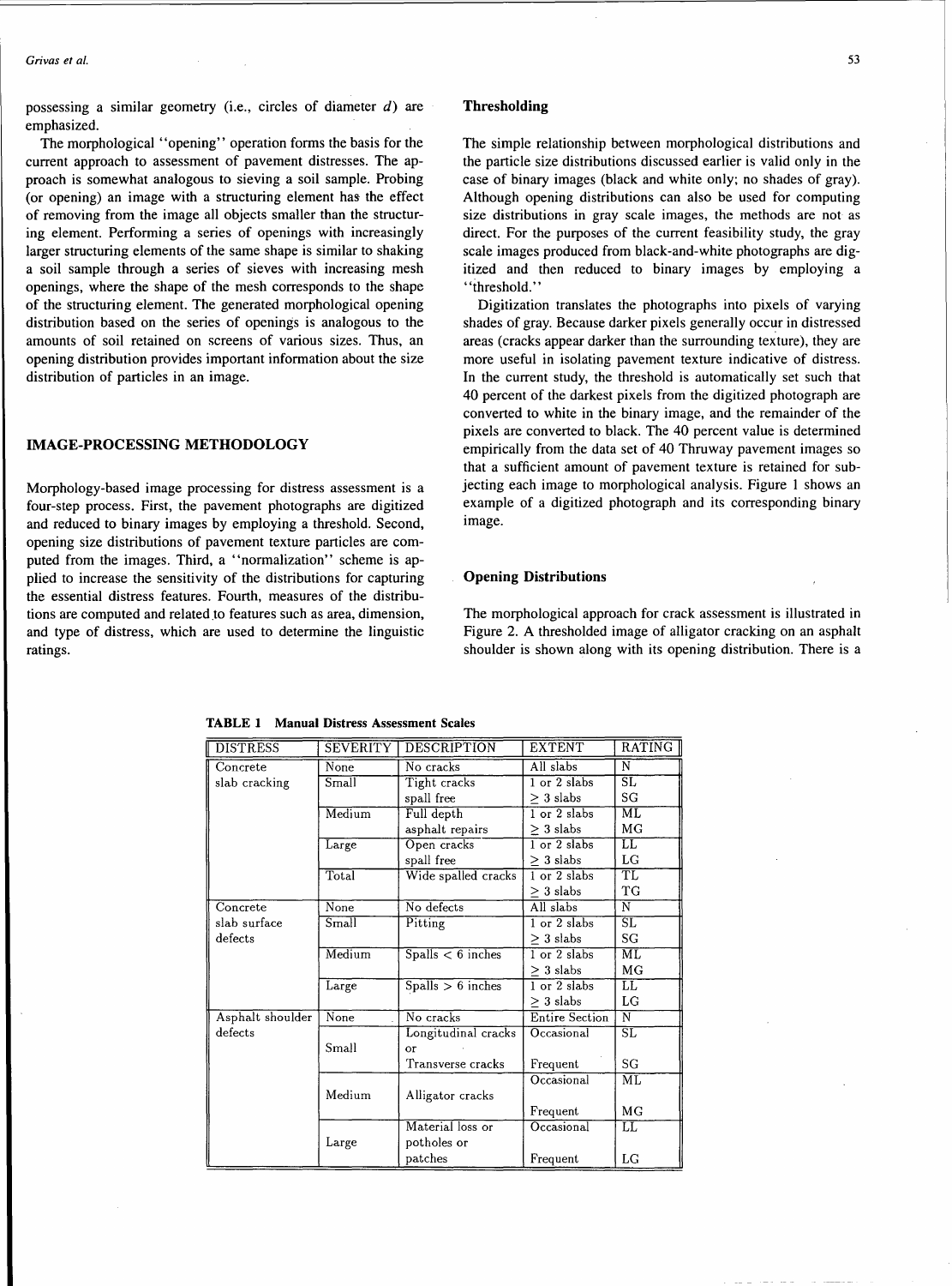possessing a similar geometry (i.e., circles of diameter $d$) are emphasized.

The morphological "opening" operation forms the basis for the current approach to assessment of pavement distresses. The approach is somewhat analogous to sieving a soil sample. Probing (or opening) an image with a structuring element has the effect of removing from the image all objects smaller than the structuring element. Performing a series of openings with increasingly larger structuring elements of the same shape is similar to shaking a soil sample through a series of sieves with increasing mesh openings, where the shape of the mesh corresponds to the shape of the structuring element. The generated morphological opening distribution based on the series of openings is analogous to the amounts of soil retained on screens of various sizes. Thus, an opening distribution provides important information about the size distribution of particles in an image.

## IMAGE-PROCESSING METHODOLOGY

Morphology-based image processing for distress assessment is a four-step process. First, the pavement photographs are digitized and reduced to binary images by employing a threshold. Second, opening size distributions of pavement texture particles are computed from the images. Third, a "normalization" scheme is applied to increase the sensitivity of the distributions for capturing the essential distress features. Fourth, measures of the distributions are computed and related to features such as area, dimension, and type of distress, which are used to determine the linguistic ratings.

### Thresholding

The simple relationship between morphological distributions and the particle size distributions discussed earlier is valid only in the case of binary images (black and white only; no shades of gray). Although opening distributions can also be used for computing size distributions in gray scale images, the methods are not as direct. For the purposes of the current feasibility study, the gray scale images produced from black-and-white photographs are digitized and then reduced to binary images by employing a "threshold."

Digitization translates the photographs into pixels of varying shades of gray. Because darker pixels generally occur in distressed areas (cracks appear darker than the surrounding texture), they are more useful in isolating pavement texture indicative of distress. In the current study, the threshold is automatically set such that 40 percent of the darkest pixels from the digitized photograph are converted to white in the binary image, and the remainder of the pixels are converted to black. The 40 percent value is determined empirically from the data set of 40 Thruway pavement images so that a sufficient amount of pavement texture is retained for subjecting each image to morphological analysis. Figure 1 shows an example of a digitized photograph and its corresponding binary image.

### Opening Distributions

The morphological approach for crack assessment is illustrated in Figure 2. A thresholded image of alligator cracking on an asphalt shoulder is shown along with its opening distribution. There is a

**TABLE 1 Manual Distress Assessment Scales**

| DISTRESS | SEVERITY | DESCRIPTION | EXTENT | RATING |
|---|---|---|---|---|
| Concrete slab cracking | None | No cracks | All slabs | N |
| | Small | Tight cracks spall free | 1 or 2 slabs | SL |
| | | | ≥ 3 slabs | SG |
| | Medium | Full depth asphalt repairs | 1 or 2 slabs | ML |
| | | | ≥ 3 slabs | MG |
| | Large | Open cracks spall free | 1 or 2 slabs | LL |
| | | | ≥ 3 slabs | LG |
| | Total | Wide spalled cracks | 1 or 2 slabs | TL |
| | | | ≥ 3 slabs | TG |
| Concrete slab surface defects | None | No defects | All slabs | N |
| | Small | Pitting | 1 or 2 slabs | SL |
| | | | ≥ 3 slabs | SG |
| | Medium | Spalls < 6 inches | 1 or 2 slabs | ML |
| | | | ≥ 3 slabs | MG |
| | Large | Spalls > 6 inches | 1 or 2 slabs | LL |
| | | | ≥ 3 slabs | LG |
| Asphalt shoulder defects | None | No cracks | Entire Section | N |
| | Small | Longitudinal cracks or Transverse cracks | Occasional | SL |
| | | | Frequent | SG |
| | Medium | Alligator cracks | Occasional | ML |
| | | | Frequent | MG |
| | Large | Material loss or potholes or patches | Occasional | LL |
| | | | Frequent | LG |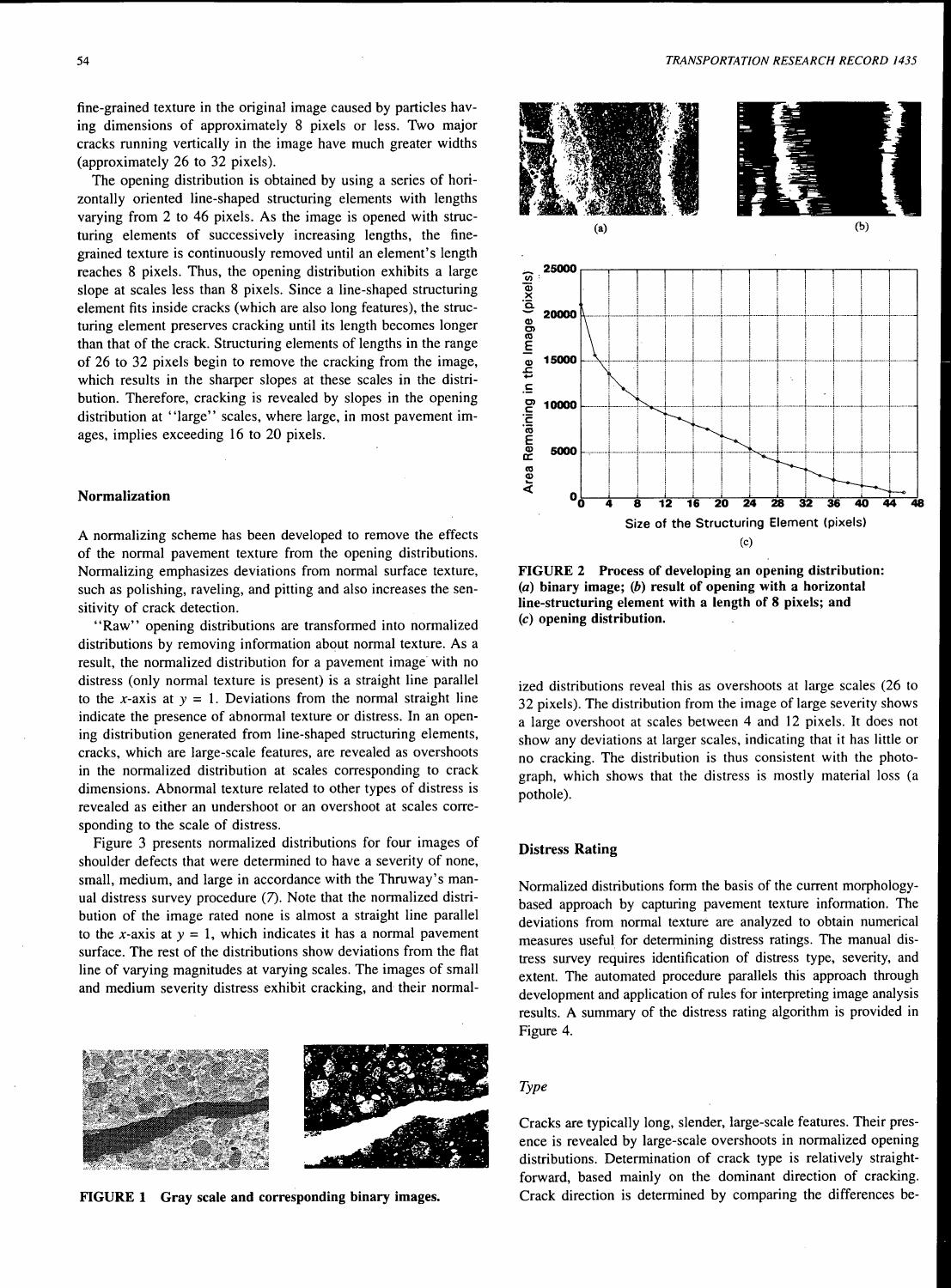fine-grained texture in the original image caused by particles having dimensions of approximately 8 pixels or less. Two major cracks running vertically in the image have much greater widths (approximately 26 to 32 pixels).

The opening distribution is obtained by using a series of horizontally oriented line-shaped structuring elements with lengths varying from 2 to 46 pixels. As the image is opened with structuring elements of successively increasing lengths, the fine-grained texture is continuously removed until an element's length reaches 8 pixels. Thus, the opening distribution exhibits a large slope at scales less than 8 pixels. Since a line-shaped structuring element fits inside cracks (which are also long features), the structuring element preserves cracking until its length becomes longer than that of the crack. Structuring elements of lengths in the range of 26 to 32 pixels begin to remove the cracking from the image, which results in the sharper slopes at these scales in the distribution. Therefore, cracking is revealed by slopes in the opening distribution at "large" scales, where large, in most pavement images, implies exceeding 16 to 20 pixels.

Area Remaining in the Image (pixels)

25000

20000

15000

10000

5000

0

0 4 8 12 16 20 24 28 32 36 40 44 48

Size of the Structuring Element (pixels)

(a) (b) (c)

FIGURE 2 Process of developing an opening distribution: (*a*) binary image; (*b*) result of opening with a horizontal line-structuring element with a length of 8 pixels; and (*c*) opening distribution.

### Normalization

A normalizing scheme has been developed to remove the effects of the normal pavement texture from the opening distributions. Normalizing emphasizes deviations from normal surface texture, such as polishing, raveling, and pitting and also increases the sensitivity of crack detection.

"Raw" opening distributions are transformed into normalized distributions by removing information about normal texture. As a result, the normalized distribution for a pavement image with no distress (only normal texture is present) is a straight line parallel to the $x$-axis at $y = 1$. Deviations from the normal straight line indicate the presence of abnormal texture or distress. In an opening distribution generated from line-shaped structuring elements, cracks, which are large-scale features, are revealed as overshoots in the normalized distribution at scales corresponding to crack dimensions. Abnormal texture related to other types of distress is revealed as either an undershoot or an overshoot at scales corresponding to the scale of distress.

Figure 3 presents normalized distributions for four images of shoulder defects that were determined to have a severity of none, small, medium, and large in accordance with the Thruway's manual distress survey procedure (*7*). Note that the normalized distribution of the image rated none is almost a straight line parallel to the $x$-axis at $y = 1$, which indicates it has a normal pavement surface. The rest of the distributions show deviations from the flat line of varying magnitudes at varying scales. The images of small and medium severity distress exhibit cracking, and their normalized distributions reveal this as overshoots at large scales (26 to 32 pixels). The distribution from the image of large severity shows a large overshoot at scales between 4 and 12 pixels. It does not show any deviations at larger scales, indicating that it has little or no cracking. The distribution is thus consistent with the photograph, which shows that the distress is mostly material loss (a pothole).

FIGURE 1 Gray scale and corresponding binary images.

### Distress Rating

Normalized distributions form the basis of the current morphology-based approach by capturing pavement texture information. The deviations from normal texture are analyzed to obtain numerical measures useful for determining distress ratings. The manual distress survey requires identification of distress type, severity, and extent. The automated procedure parallels this approach through development and application of rules for interpreting image analysis results. A summary of the distress rating algorithm is provided in Figure 4.

#### *Type*

Cracks are typically long, slender, large-scale features. Their presence is revealed by large-scale overshoots in normalized opening distributions. Determination of crack type is relatively straightforward, based mainly on the dominant direction of cracking. Crack direction is determined by comparing the differences be-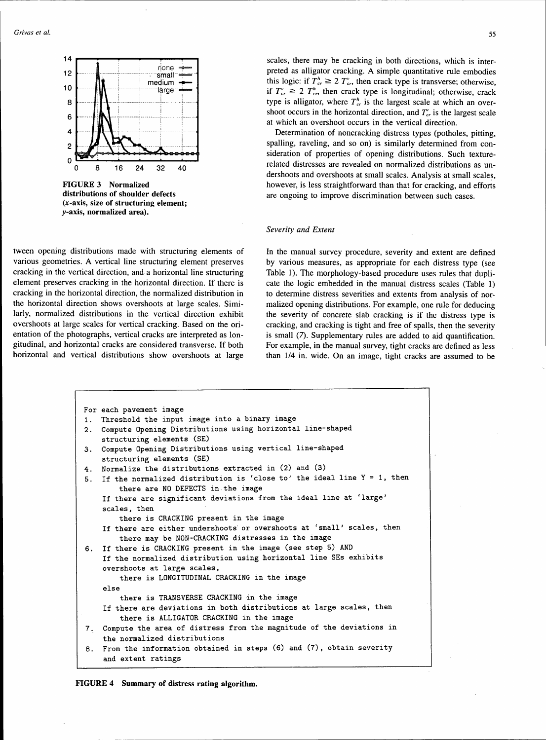14
12
10
8
6
4
2
0
0 8 16 24 32 40

none
small
medium
large

**FIGURE 3 Normalized distributions of shoulder defects (x-axis, size of structuring element; y-axis, normalized area).**

tween opening distributions made with structuring elements of various geometries. A vertical line structuring element preserves cracking in the vertical direction, and a horizontal line structuring element preserves cracking in the horizontal direction. If there is cracking in the horizontal direction, the normalized distribution in the horizontal direction shows overshoots at large scales. Similarly, normalized distributions in the vertical direction exhibit overshoots at large scales for vertical cracking. Based on the orientation of the photographs, vertical cracks are interpreted as longitudinal, and horizontal cracks are considered transverse. If both horizontal and vertical distributions show overshoots at large scales, there may be cracking in both directions, which is interpreted as alligator cracking. A simple quantitative rule embodies this logic: if $T^h_{cr} \geq 2\ T^v_{cr}$, then crack type is transverse; otherwise, if $T^v_{cr} \geq 2\ T^h_{cr}$, then crack type is longitudinal; otherwise, crack type is alligator, where $T^h_{cr}$ is the largest scale at which an overshoot occurs in the horizontal direction, and $T^v_{cr}$ is the largest scale at which an overshoot occurs in the vertical direction.

Determination of noncracking distress types (potholes, pitting, spalling, raveling, and so on) is similarly determined from consideration of properties of opening distributions. Such texture-related distresses are revealed on normalized distributions as undershoots and overshoots at small scales. Analysis at small scales, however, is less straightforward than that for cracking, and efforts are ongoing to improve discrimination between such cases.

### *Severity and Extent*

In the manual survey procedure, severity and extent are defined by various measures, as appropriate for each distress type (see Table 1). The morphology-based procedure uses rules that duplicate the logic embedded in the manual distress scales (Table 1) to determine distress severities and extents from analysis of normalized opening distributions. For example, one rule for deducing the severity of concrete slab cracking is if the distress type is cracking, and cracking is tight and free of spalls, then the severity is small (*7*). Supplementary rules are added to aid quantification. For example, in the manual survey, tight cracks are defined as less than 1/4 in. wide. On an image, tight cracks are assumed to be

```
For each pavement image
1.  Threshold the input image into a binary image
2.  Compute Opening Distributions using horizontal line-shaped
    structuring elements (SE)
3.  Compute Opening Distributions using vertical line-shaped
    structuring elements (SE)
4.  Normalize the distributions extracted in (2) and (3)
5.  If the normalized distribution is 'close to' the ideal line Y = 1, then
        there are NO DEFECTS in the image
    If there are significant deviations from the ideal line at 'large'
    scales, then
        there is CRACKING present in the image
    If there are either undershoots or overshoots at 'small' scales, then
        there may be NON-CRACKING distresses in the image
6.  If there is CRACKING present in the image (see step 5) AND
    If the normalized distribution using horizontal line SEs exhibits
    overshoots at large scales,
        there is LONGITUDINAL CRACKING in the image
    else
        there is TRANSVERSE CRACKING in the image
    If there are deviations in both distributions at large scales, then
        there is ALLIGATOR CRACKING in the image
7.  Compute the area of distress from the magnitude of the deviations in
    the normalized distributions
8.  From the information obtained in steps (6) and (7), obtain severity
    and extent ratings
```

**FIGURE 4 Summary of distress rating algorithm.**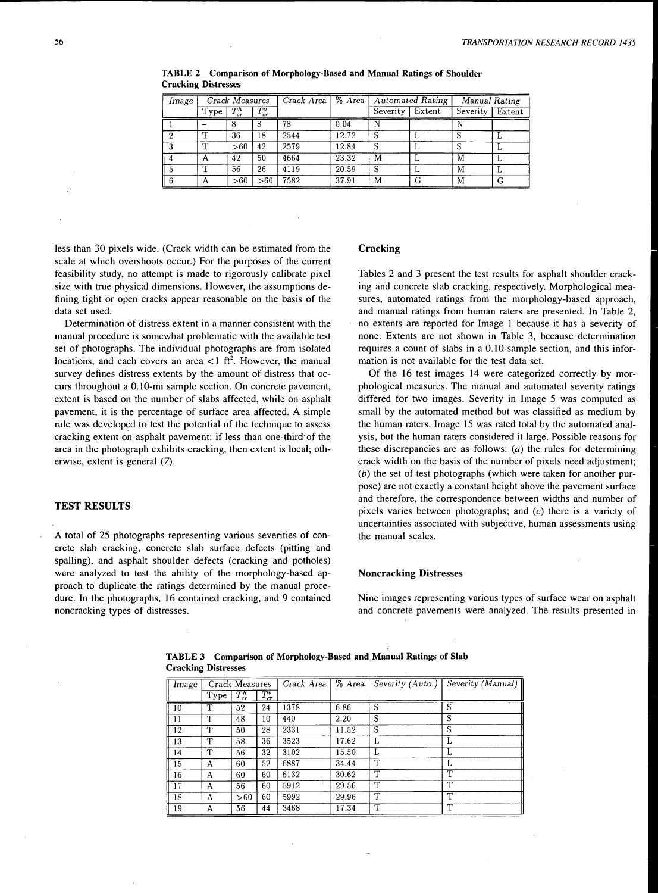**TABLE 2 Comparison of Morphology-Based and Manual Ratings of Shoulder Cracking Distresses**

| Image | Crack Measures | | | Crack Area | % Area | Automated Rating | | Manual Rating | |
|---|---|---|---|---|---|---|---|---|---|
| | Type | $T^h_{cr}$ | $T^v_{cr}$ | | | Severity | Extent | Severity | Extent |
| 1 | – | 8 | 8 | 78 | 0.04 | N | | N | |
| 2 | T | 36 | 18 | 2544 | 12.72 | S | L | S | L |
| 3 | T | >60 | 42 | 2579 | 12.84 | S | L | S | L |
| 4 | A | 42 | 50 | 4664 | 23.32 | M | L | M | L |
| 5 | T | 56 | 26 | 4119 | 20.59 | S | L | M | L |
| 6 | A | >60 | >60 | 7582 | 37.91 | M | G | M | G |

less than 30 pixels wide. (Crack width can be estimated from the scale at which overshoots occur.) For the purposes of the current feasibility study, no attempt is made to rigorously calibrate pixel size with true physical dimensions. However, the assumptions defining tight or open cracks appear reasonable on the basis of the data set used.

Determination of distress extent in a manner consistent with the manual procedure is somewhat problematic with the available test set of photographs. The individual photographs are from isolated locations, and each covers an area <1 ft$^2$. However, the manual survey defines distress extents by the amount of distress that occurs throughout a 0.10-mi sample section. On concrete pavement, extent is based on the number of slabs affected, while on asphalt pavement, it is the percentage of surface area affected. A simple rule was developed to test the potential of the technique to assess cracking extent on asphalt pavement: if less than one-third of the area in the photograph exhibits cracking, then extent is local; otherwise, extent is general (*7*).

## TEST RESULTS

A total of 25 photographs representing various severities of concrete slab cracking, concrete slab surface defects (pitting and spalling), and asphalt shoulder defects (cracking and potholes) were analyzed to test the ability of the morphology-based approach to duplicate the ratings determined by the manual procedure. In the photographs, 16 contained cracking, and 9 contained noncracking types of distresses.

### Cracking

Tables 2 and 3 present the test results for asphalt shoulder cracking and concrete slab cracking, respectively. Morphological measures, automated ratings from the morphology-based approach, and manual ratings from human raters are presented. In Table 2, no extents are reported for Image 1 because it has a severity of none. Extents are not shown in Table 3, because determination requires a count of slabs in a 0.10-sample section, and this information is not available for the test data set.

Of the 16 test images 14 were categorized correctly by morphological measures. The manual and automated severity ratings differed for two images. Severity in Image 5 was computed as small by the automated method but was classified as medium by the human raters. Image 15 was rated total by the automated analysis, but the human raters considered it large. Possible reasons for these discrepancies are as follows: (*a*) the rules for determining crack width on the basis of the number of pixels need adjustment; (*b*) the set of test photographs (which were taken for another purpose) are not exactly a constant height above the pavement surface and therefore, the correspondence between widths and number of pixels varies between photographs; and (*c*) there is a variety of uncertainties associated with subjective, human assessments using the manual scales.

### Noncracking Distresses

Nine images representing various types of surface wear on asphalt and concrete pavements were analyzed. The results presented in

**TABLE 3 Comparison of Morphology-Based and Manual Ratings of Slab Cracking Distresses**

| Image | Crack Measures | | | Crack Area | % Area | Severity (Auto.) | Severity (Manual) |
|---|---|---|---|---|---|---|---|
| | Type | $T^h_{cr}$ | $T^v_{cr}$ | | | | |
| 10 | T | 52 | 24 | 1378 | 6.86 | S | S |
| 11 | T | 48 | 10 | 440 | 2.20 | S | S |
| 12 | T | 50 | 28 | 2331 | 11.52 | S | S |
| 13 | T | 58 | 36 | 3523 | 17.62 | L | L |
| 14 | T | 56 | 32 | 3102 | 15.50 | L | L |
| 15 | A | 60 | 52 | 6887 | 34.44 | T | L |
| 16 | A | 60 | 60 | 6132 | 30.62 | T | T |
| 17 | A | 56 | 60 | 5912 | 29.56 | T | T |
| 18 | A | >60 | 60 | 5992 | 29.96 | T | T |
| 19 | A | 56 | 44 | 3468 | 17.34 | T | T |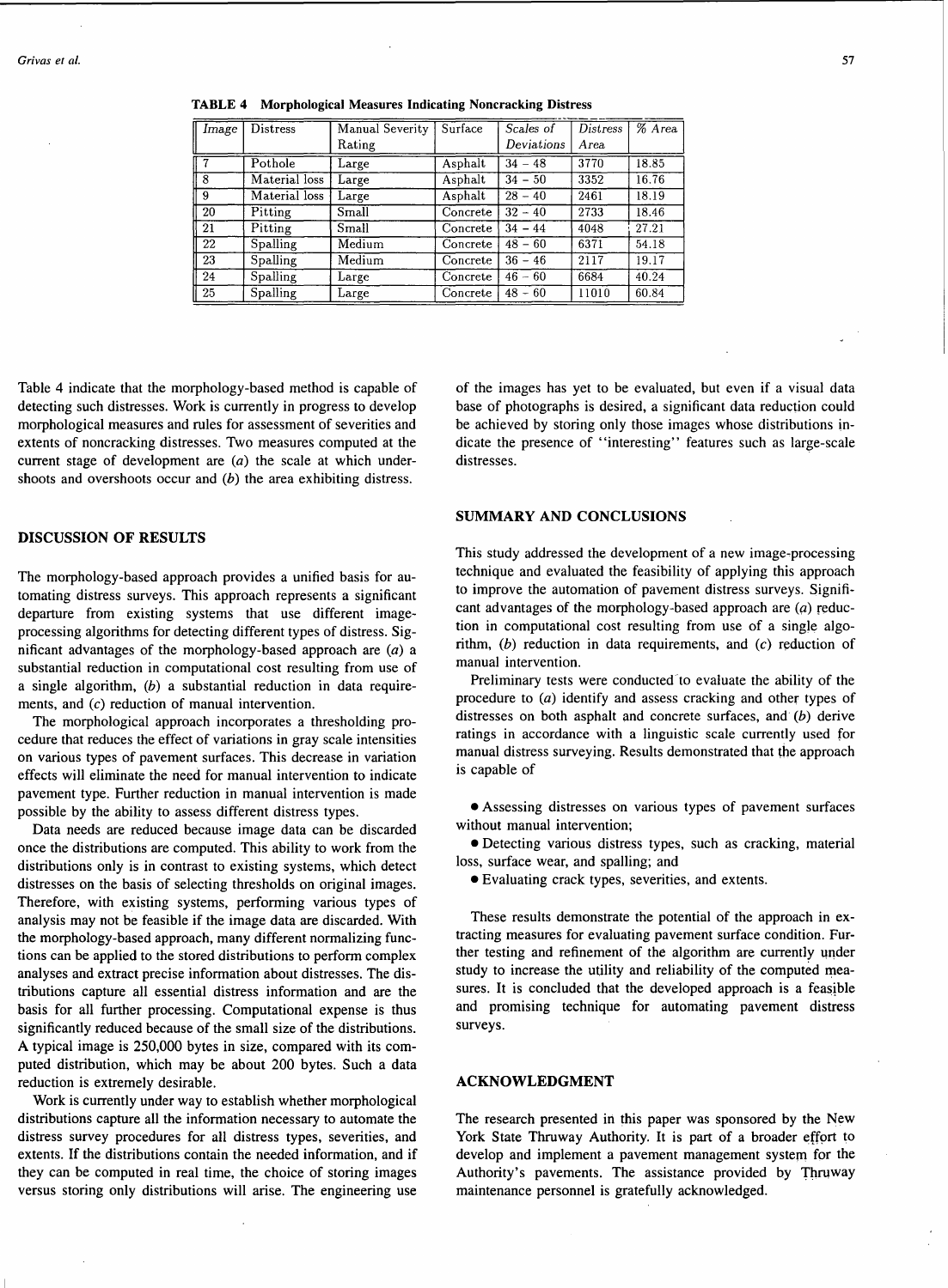**TABLE 4 Morphological Measures Indicating Noncracking Distress**

| *Image* | Distress | Manual Severity Rating | Surface | *Scales of Deviations* | *Distress Area* | *% Area* |
|---|---|---|---|---|---|---|
| 7 | Pothole | Large | Asphalt | 34 – 48 | 3770 | 18.85 |
| 8 | Material loss | Large | Asphalt | 34 – 50 | 3352 | 16.76 |
| 9 | Material loss | Large | Asphalt | 28 – 40 | 2461 | 18.19 |
| 20 | Pitting | Small | Concrete | 32 – 40 | 2733 | 18.46 |
| 21 | Pitting | Small | Concrete | 34 – 44 | 4048 | 27.21 |
| 22 | Spalling | Medium | Concrete | 48 – 60 | 6371 | 54.18 |
| 23 | Spalling | Medium | Concrete | 36 – 46 | 2117 | 19.17 |
| 24 | Spalling | Large | Concrete | 46 – 60 | 6684 | 40.24 |
| 25 | Spalling | Large | Concrete | 48 – 60 | 11010 | 60.84 |

Table 4 indicate that the morphology-based method is capable of detecting such distresses. Work is currently in progress to develop morphological measures and rules for assessment of severities and extents of noncracking distresses. Two measures computed at the current stage of development are (*a*) the scale at which undershoots and overshoots occur and (*b*) the area exhibiting distress.

## DISCUSSION OF RESULTS

The morphology-based approach provides a unified basis for automating distress surveys. This approach represents a significant departure from existing systems that use different image-processing algorithms for detecting different types of distress. Significant advantages of the morphology-based approach are (*a*) a substantial reduction in computational cost resulting from use of a single algorithm, (*b*) a substantial reduction in data requirements, and (*c*) reduction of manual intervention.

The morphological approach incorporates a thresholding procedure that reduces the effect of variations in gray scale intensities on various types of pavement surfaces. This decrease in variation effects will eliminate the need for manual intervention to indicate pavement type. Further reduction in manual intervention is made possible by the ability to assess different distress types.

Data needs are reduced because image data can be discarded once the distributions are computed. This ability to work from the distributions only is in contrast to existing systems, which detect distresses on the basis of selecting thresholds on original images. Therefore, with existing systems, performing various types of analysis may not be feasible if the image data are discarded. With the morphology-based approach, many different normalizing functions can be applied to the stored distributions to perform complex analyses and extract precise information about distresses. The distributions capture all essential distress information and are the basis for all further processing. Computational expense is thus significantly reduced because of the small size of the distributions. A typical image is 250,000 bytes in size, compared with its computed distribution, which may be about 200 bytes. Such a data reduction is extremely desirable.

Work is currently under way to establish whether morphological distributions capture all the information necessary to automate the distress survey procedures for all distress types, severities, and extents. If the distributions contain the needed information, and if they can be computed in real time, the choice of storing images versus storing only distributions will arise. The engineering use of the images has yet to be evaluated, but even if a visual data base of photographs is desired, a significant data reduction could be achieved by storing only those images whose distributions indicate the presence of "interesting" features such as large-scale distresses.

## SUMMARY AND CONCLUSIONS

This study addressed the development of a new image-processing technique and evaluated the feasibility of applying this approach to improve the automation of pavement distress surveys. Significant advantages of the morphology-based approach are (*a*) reduction in computational cost resulting from use of a single algorithm, (*b*) reduction in data requirements, and (*c*) reduction of manual intervention.

Preliminary tests were conducted to evaluate the ability of the procedure to (*a*) identify and assess cracking and other types of distresses on both asphalt and concrete surfaces, and (*b*) derive ratings in accordance with a linguistic scale currently used for manual distress surveying. Results demonstrated that the approach is capable of

- Assessing distresses on various types of pavement surfaces without manual intervention;
- Detecting various distress types, such as cracking, material loss, surface wear, and spalling; and
- Evaluating crack types, severities, and extents.

These results demonstrate the potential of the approach in extracting measures for evaluating pavement surface condition. Further testing and refinement of the algorithm are currently under study to increase the utility and reliability of the computed measures. It is concluded that the developed approach is a feasible and promising technique for automating pavement distress surveys.

## ACKNOWLEDGMENT

The research presented in this paper was sponsored by the New York State Thruway Authority. It is part of a broader effort to develop and implement a pavement management system for the Authority's pavements. The assistance provided by Thruway maintenance personnel is gratefully acknowledged.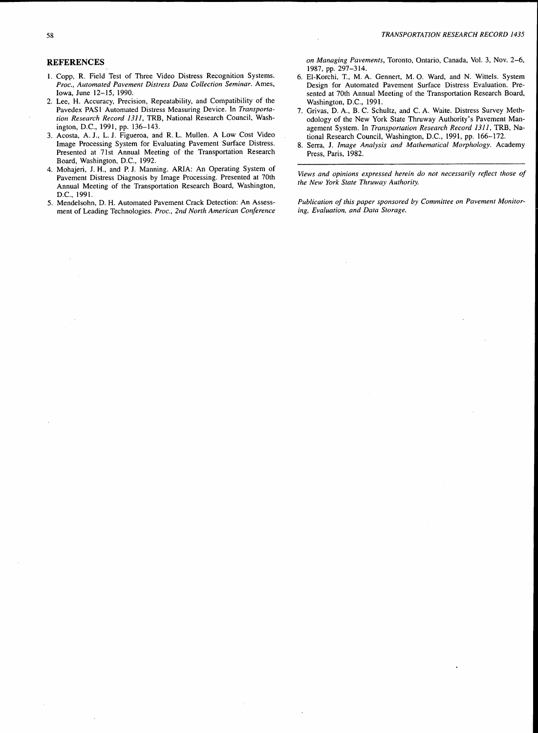## REFERENCES

1. Copp, R. Field Test of Three Video Distress Recognition Systems. *Proc., Automated Pavement Distress Data Collection Seminar.* Ames, Iowa, June 12–15, 1990.
2. Lee, H. Accuracy, Precision, Repeatability, and Compatibility of the Pavedex PAS1 Automated Distress Measuring Device. In *Transportation Research Record 1311*, TRB, National Research Council, Washington, D.C., 1991, pp. 136–143.
3. Acosta, A. J., L. J. Figueroa, and R. L. Mullen. A Low Cost Video Image Processing System for Evaluating Pavement Surface Distress. Presented at 71st Annual Meeting of the Transportation Research Board, Washington, D.C., 1992.
4. Mohajeri, J. H., and P. J. Manning. ARIA: An Operating System of Pavement Distress Diagnosis by Image Processing. Presented at 70th Annual Meeting of the Transportation Research Board, Washington, D.C., 1991.
5. Mendelsohn, D. H. Automated Pavement Crack Detection: An Assessment of Leading Technologies. *Proc., 2nd North American Conference on Managing Pavements*, Toronto, Ontario, Canada, Vol. 3, Nov. 2–6, 1987, pp. 297–314.
6. El-Korchi, T., M. A. Gennert, M. O. Ward, and N. Wittels. System Design for Automated Pavement Surface Distress Evaluation. Presented at 70th Annual Meeting of the Transportation Research Board, Washington, D.C., 1991.
7. Grivas, D. A., B. C. Schultz, and C. A. Waite. Distress Survey Methodology of the New York State Thruway Authority's Pavement Management System. In *Transportation Research Record 1311*, TRB, National Research Council, Washington, D.C., 1991, pp. 166–172.
8. Serra, J. *Image Analysis and Mathematical Morphology.* Academy Press, Paris, 1982.

---

*Views and opinions expressed herein do not necessarily reflect those of the New York State Thruway Authority.*

*Publication of this paper sponsored by Committee on Pavement Monitoring, Evaluation, and Data Storage.*